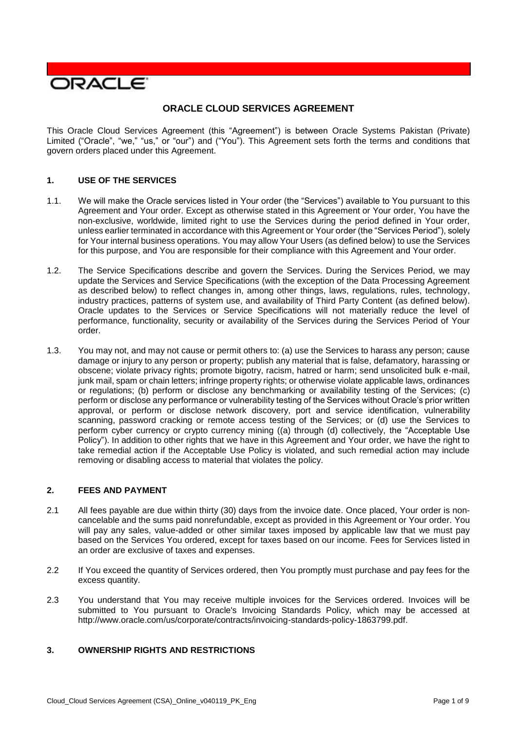ORACLE

# ORACLE CLOUD SERVICES AGREEMENT

This Oracle Cloud Services Agreement (this "Agreement") is between Oracle Systems Pakistan (Private) Limited ("Oracle", "we," "us," or "our") and ("You"). This Agreement sets forth the terms and conditions that govern orders placed under this Agreement.

## 1. USE OF THE SERVICES

1.1. We will make the Oracle services listed in Your order (the "Services") available to You pursuant to this Agreement and Your order. Except as otherwise stated in this Agreement or Your order, You have the non-exclusive, worldwide, limited right to use the Services during the period defined in Your order, unless earlier terminated in accordance with this Agreement or Your order (the "Services Period"), solely for Your internal business operations. You may allow Your Users (as defined below) to use the Services for this purpose, and You are responsible for their compliance with this Agreement and Your order.

1.2. The Service Specifications describe and govern the Services. During the Services Period, we may update the Services and Service Specifications (with the exception of the Data Processing Agreement as described below) to reflect changes in, among other things, laws, regulations, rules, technology, industry practices, patterns of system use, and availability of Third Party Content (as defined below). Oracle updates to the Services or Service Specifications will not materially reduce the level of performance, functionality, security or availability of the Services during the Services Period of Your order.

1.3. You may not, and may not cause or permit others to: (a) use the Services to harass any person; cause damage or injury to any person or property; publish any material that is false, defamatory, harassing or obscene; violate privacy rights; promote bigotry, racism, hatred or harm; send unsolicited bulk e-mail, junk mail, spam or chain letters; infringe property rights; or otherwise violate applicable laws, ordinances or regulations; (b) perform or disclose any benchmarking or availability testing of the Services; (c) perform or disclose any performance or vulnerability testing of the Services without Oracle's prior written approval, or perform or disclose network discovery, port and service identification, vulnerability scanning, password cracking or remote access testing of the Services; or (d) use the Services to perform cyber currency or crypto currency mining ((a) through (d) collectively, the "Acceptable Use Policy"). In addition to other rights that we have in this Agreement and Your order, we have the right to take remedial action if the Acceptable Use Policy is violated, and such remedial action may include removing or disabling access to material that violates the policy.

## 2. FEES AND PAYMENT

2.1 All fees payable are due within thirty (30) days from the invoice date. Once placed, Your order is non-cancelable and the sums paid nonrefundable, except as provided in this Agreement or Your order. You will pay any sales, value-added or other similar taxes imposed by applicable law that we must pay based on the Services You ordered, except for taxes based on our income. Fees for Services listed in an order are exclusive of taxes and expenses.

2.2 If You exceed the quantity of Services ordered, then You promptly must purchase and pay fees for the excess quantity.

2.3 You understand that You may receive multiple invoices for the Services ordered. Invoices will be submitted to You pursuant to Oracle's Invoicing Standards Policy, which may be accessed at http://www.oracle.com/us/corporate/contracts/invoicing-standards-policy-1863799.pdf.

## 3. OWNERSHIP RIGHTS AND RESTRICTIONS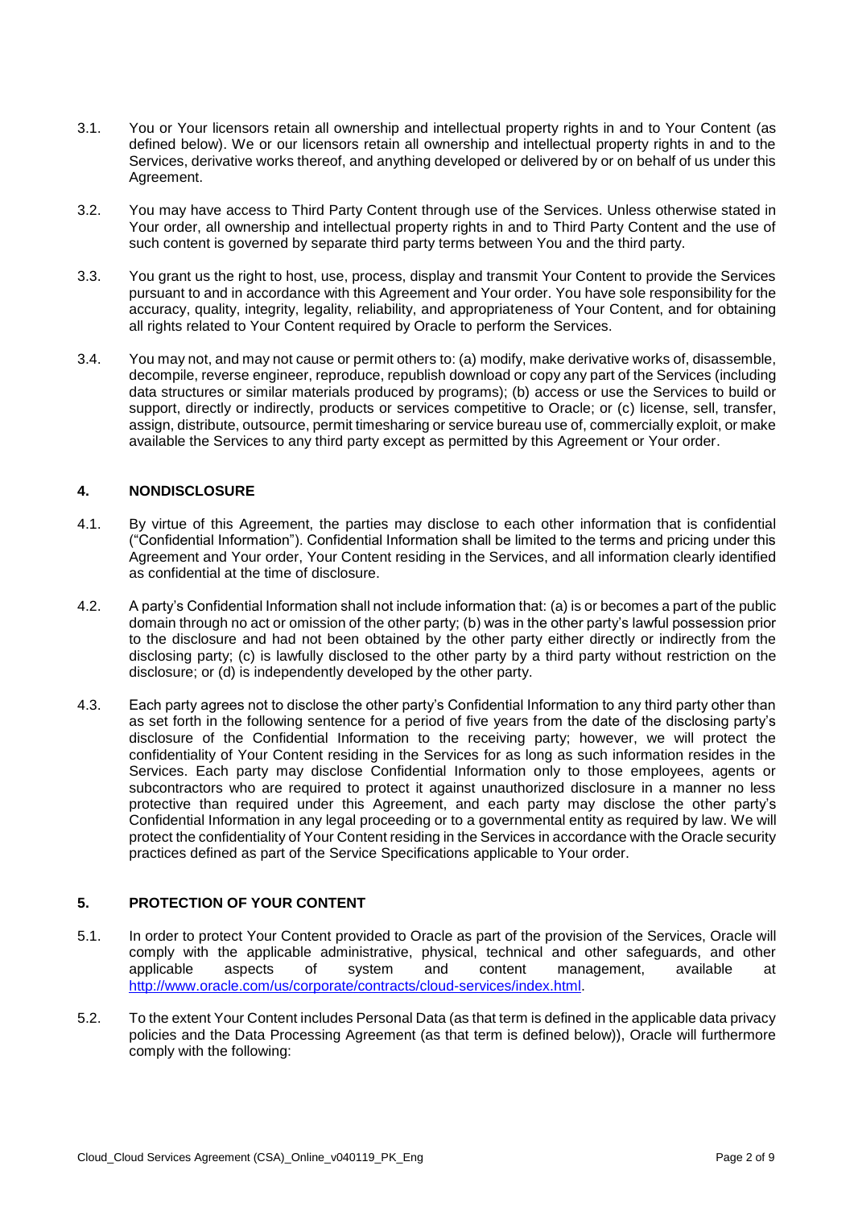3.1. You or Your licensors retain all ownership and intellectual property rights in and to Your Content (as defined below). We or our licensors retain all ownership and intellectual property rights in and to the Services, derivative works thereof, and anything developed or delivered by or on behalf of us under this Agreement.

3.2. You may have access to Third Party Content through use of the Services. Unless otherwise stated in Your order, all ownership and intellectual property rights in and to Third Party Content and the use of such content is governed by separate third party terms between You and the third party.

3.3. You grant us the right to host, use, process, display and transmit Your Content to provide the Services pursuant to and in accordance with this Agreement and Your order. You have sole responsibility for the accuracy, quality, integrity, legality, reliability, and appropriateness of Your Content, and for obtaining all rights related to Your Content required by Oracle to perform the Services.

3.4. You may not, and may not cause or permit others to: (a) modify, make derivative works of, disassemble, decompile, reverse engineer, reproduce, republish download or copy any part of the Services (including data structures or similar materials produced by programs); (b) access or use the Services to build or support, directly or indirectly, products or services competitive to Oracle; or (c) license, sell, transfer, assign, distribute, outsource, permit timesharing or service bureau use of, commercially exploit, or make available the Services to any third party except as permitted by this Agreement or Your order.

## 4. NONDISCLOSURE

4.1. By virtue of this Agreement, the parties may disclose to each other information that is confidential ("Confidential Information"). Confidential Information shall be limited to the terms and pricing under this Agreement and Your order, Your Content residing in the Services, and all information clearly identified as confidential at the time of disclosure.

4.2. A party's Confidential Information shall not include information that: (a) is or becomes a part of the public domain through no act or omission of the other party; (b) was in the other party's lawful possession prior to the disclosure and had not been obtained by the other party either directly or indirectly from the disclosing party; (c) is lawfully disclosed to the other party by a third party without restriction on the disclosure; or (d) is independently developed by the other party.

4.3. Each party agrees not to disclose the other party's Confidential Information to any third party other than as set forth in the following sentence for a period of five years from the date of the disclosing party's disclosure of the Confidential Information to the receiving party; however, we will protect the confidentiality of Your Content residing in the Services for as long as such information resides in the Services. Each party may disclose Confidential Information only to those employees, agents or subcontractors who are required to protect it against unauthorized disclosure in a manner no less protective than required under this Agreement, and each party may disclose the other party's Confidential Information in any legal proceeding or to a governmental entity as required by law. We will protect the confidentiality of Your Content residing in the Services in accordance with the Oracle security practices defined as part of the Service Specifications applicable to Your order.

## 5. PROTECTION OF YOUR CONTENT

5.1. In order to protect Your Content provided to Oracle as part of the provision of the Services, Oracle will comply with the applicable administrative, physical, technical and other safeguards, and other applicable aspects of system and content management, available at http://www.oracle.com/us/corporate/contracts/cloud-services/index.html.

5.2. To the extent Your Content includes Personal Data (as that term is defined in the applicable data privacy policies and the Data Processing Agreement (as that term is defined below)), Oracle will furthermore comply with the following: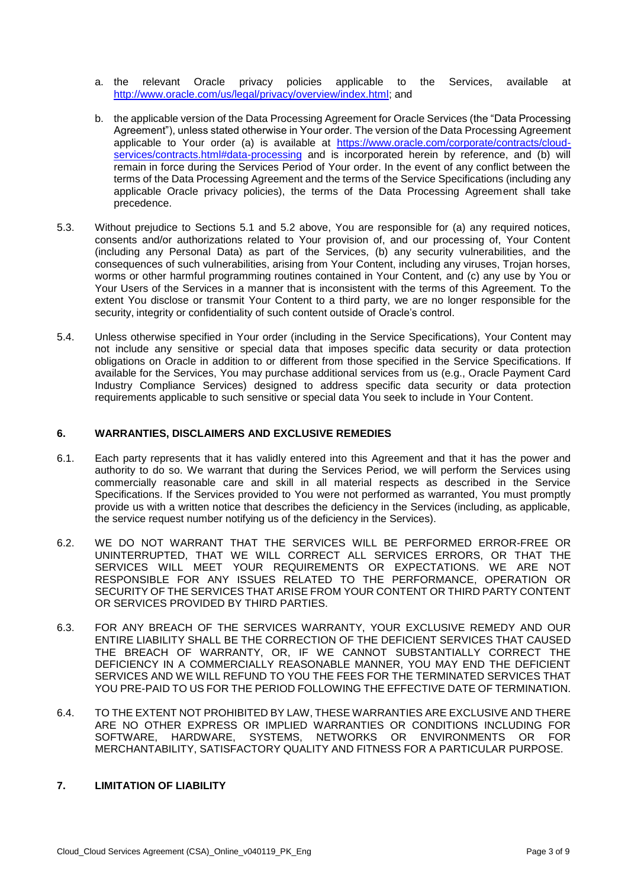a. the relevant Oracle privacy policies applicable to the Services, available at [http://www.oracle.com/us/legal/privacy/overview/index.html](http://www.oracle.com/us/legal/privacy/overview/index.html); and

b. the applicable version of the Data Processing Agreement for Oracle Services (the "Data Processing Agreement"), unless stated otherwise in Your order. The version of the Data Processing Agreement applicable to Your order (a) is available at [https://www.oracle.com/corporate/contracts/cloud-services/contracts.html#data-processing](https://www.oracle.com/corporate/contracts/cloud-services/contracts.html#data-processing) and is incorporated herein by reference, and (b) will remain in force during the Services Period of Your order. In the event of any conflict between the terms of the Data Processing Agreement and the terms of the Service Specifications (including any applicable Oracle privacy policies), the terms of the Data Processing Agreement shall take precedence.

5.3. Without prejudice to Sections 5.1 and 5.2 above, You are responsible for (a) any required notices, consents and/or authorizations related to Your provision of, and our processing of, Your Content (including any Personal Data) as part of the Services, (b) any security vulnerabilities, and the consequences of such vulnerabilities, arising from Your Content, including any viruses, Trojan horses, worms or other harmful programming routines contained in Your Content, and (c) any use by You or Your Users of the Services in a manner that is inconsistent with the terms of this Agreement. To the extent You disclose or transmit Your Content to a third party, we are no longer responsible for the security, integrity or confidentiality of such content outside of Oracle's control.

5.4. Unless otherwise specified in Your order (including in the Service Specifications), Your Content may not include any sensitive or special data that imposes specific data security or data protection obligations on Oracle in addition to or different from those specified in the Service Specifications. If available for the Services, You may purchase additional services from us (e.g., Oracle Payment Card Industry Compliance Services) designed to address specific data security or data protection requirements applicable to such sensitive or special data You seek to include in Your Content.

## 6. WARRANTIES, DISCLAIMERS AND EXCLUSIVE REMEDIES

6.1. Each party represents that it has validly entered into this Agreement and that it has the power and authority to do so. We warrant that during the Services Period, we will perform the Services using commercially reasonable care and skill in all material respects as described in the Service Specifications. If the Services provided to You were not performed as warranted, You must promptly provide us with a written notice that describes the deficiency in the Services (including, as applicable, the service request number notifying us of the deficiency in the Services).

6.2. WE DO NOT WARRANT THAT THE SERVICES WILL BE PERFORMED ERROR-FREE OR UNINTERRUPTED, THAT WE WILL CORRECT ALL SERVICES ERRORS, OR THAT THE SERVICES WILL MEET YOUR REQUIREMENTS OR EXPECTATIONS. WE ARE NOT RESPONSIBLE FOR ANY ISSUES RELATED TO THE PERFORMANCE, OPERATION OR SECURITY OF THE SERVICES THAT ARISE FROM YOUR CONTENT OR THIRD PARTY CONTENT OR SERVICES PROVIDED BY THIRD PARTIES.

6.3. FOR ANY BREACH OF THE SERVICES WARRANTY, YOUR EXCLUSIVE REMEDY AND OUR ENTIRE LIABILITY SHALL BE THE CORRECTION OF THE DEFICIENT SERVICES THAT CAUSED THE BREACH OF WARRANTY, OR, IF WE CANNOT SUBSTANTIALLY CORRECT THE DEFICIENCY IN A COMMERCIALLY REASONABLE MANNER, YOU MAY END THE DEFICIENT SERVICES AND WE WILL REFUND TO YOU THE FEES FOR THE TERMINATED SERVICES THAT YOU PRE-PAID TO US FOR THE PERIOD FOLLOWING THE EFFECTIVE DATE OF TERMINATION.

6.4. TO THE EXTENT NOT PROHIBITED BY LAW, THESE WARRANTIES ARE EXCLUSIVE AND THERE ARE NO OTHER EXPRESS OR IMPLIED WARRANTIES OR CONDITIONS INCLUDING FOR SOFTWARE, HARDWARE, SYSTEMS, NETWORKS OR ENVIRONMENTS OR FOR MERCHANTABILITY, SATISFACTORY QUALITY AND FITNESS FOR A PARTICULAR PURPOSE.

## 7. LIMITATION OF LIABILITY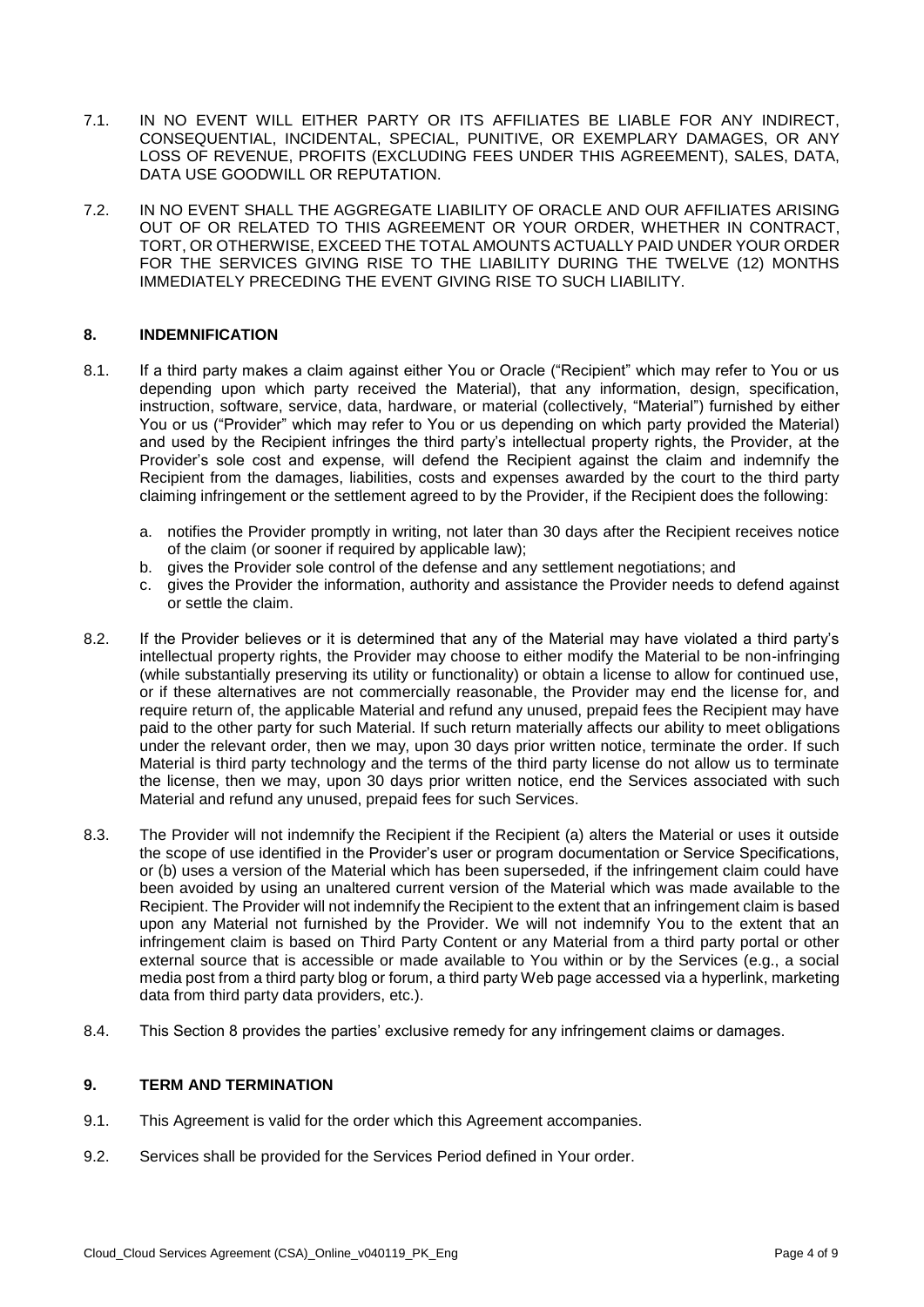7.1. IN NO EVENT WILL EITHER PARTY OR ITS AFFILIATES BE LIABLE FOR ANY INDIRECT, CONSEQUENTIAL, INCIDENTAL, SPECIAL, PUNITIVE, OR EXEMPLARY DAMAGES, OR ANY LOSS OF REVENUE, PROFITS (EXCLUDING FEES UNDER THIS AGREEMENT), SALES, DATA, DATA USE GOODWILL OR REPUTATION.

7.2. IN NO EVENT SHALL THE AGGREGATE LIABILITY OF ORACLE AND OUR AFFILIATES ARISING OUT OF OR RELATED TO THIS AGREEMENT OR YOUR ORDER, WHETHER IN CONTRACT, TORT, OR OTHERWISE, EXCEED THE TOTAL AMOUNTS ACTUALLY PAID UNDER YOUR ORDER FOR THE SERVICES GIVING RISE TO THE LIABILITY DURING THE TWELVE (12) MONTHS IMMEDIATELY PRECEDING THE EVENT GIVING RISE TO SUCH LIABILITY.

## 8. INDEMNIFICATION

8.1. If a third party makes a claim against either You or Oracle ("Recipient" which may refer to You or us depending upon which party received the Material), that any information, design, specification, instruction, software, service, data, hardware, or material (collectively, "Material") furnished by either You or us ("Provider" which may refer to You or us depending on which party provided the Material) and used by the Recipient infringes the third party's intellectual property rights, the Provider, at the Provider's sole cost and expense, will defend the Recipient against the claim and indemnify the Recipient from the damages, liabilities, costs and expenses awarded by the court to the third party claiming infringement or the settlement agreed to by the Provider, if the Recipient does the following:

a. notifies the Provider promptly in writing, not later than 30 days after the Recipient receives notice of the claim (or sooner if required by applicable law);
b. gives the Provider sole control of the defense and any settlement negotiations; and
c. gives the Provider the information, authority and assistance the Provider needs to defend against or settle the claim.

8.2. If the Provider believes or it is determined that any of the Material may have violated a third party's intellectual property rights, the Provider may choose to either modify the Material to be non-infringing (while substantially preserving its utility or functionality) or obtain a license to allow for continued use, or if these alternatives are not commercially reasonable, the Provider may end the license for, and require return of, the applicable Material and refund any unused, prepaid fees the Recipient may have paid to the other party for such Material. If such return materially affects our ability to meet obligations under the relevant order, then we may, upon 30 days prior written notice, terminate the order. If such Material is third party technology and the terms of the third party license do not allow us to terminate the license, then we may, upon 30 days prior written notice, end the Services associated with such Material and refund any unused, prepaid fees for such Services.

8.3. The Provider will not indemnify the Recipient if the Recipient (a) alters the Material or uses it outside the scope of use identified in the Provider's user or program documentation or Service Specifications, or (b) uses a version of the Material which has been superseded, if the infringement claim could have been avoided by using an unaltered current version of the Material which was made available to the Recipient. The Provider will not indemnify the Recipient to the extent that an infringement claim is based upon any Material not furnished by the Provider. We will not indemnify You to the extent that an infringement claim is based on Third Party Content or any Material from a third party portal or other external source that is accessible or made available to You within or by the Services (e.g., a social media post from a third party blog or forum, a third party Web page accessed via a hyperlink, marketing data from third party data providers, etc.).

8.4. This Section 8 provides the parties' exclusive remedy for any infringement claims or damages.

## 9. TERM AND TERMINATION

9.1. This Agreement is valid for the order which this Agreement accompanies.

9.2. Services shall be provided for the Services Period defined in Your order.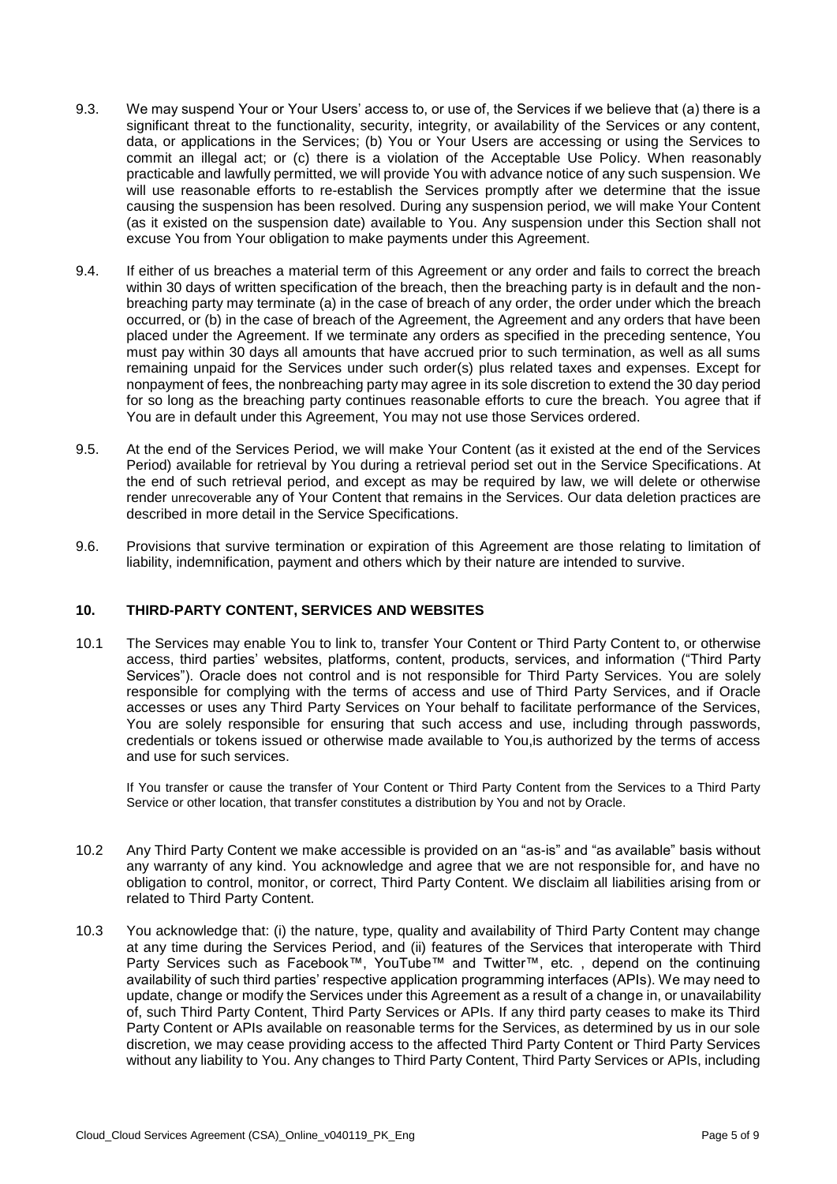9.3. We may suspend Your or Your Users' access to, or use of, the Services if we believe that (a) there is a significant threat to the functionality, security, integrity, or availability of the Services or any content, data, or applications in the Services; (b) You or Your Users are accessing or using the Services to commit an illegal act; or (c) there is a violation of the Acceptable Use Policy. When reasonably practicable and lawfully permitted, we will provide You with advance notice of any such suspension. We will use reasonable efforts to re-establish the Services promptly after we determine that the issue causing the suspension has been resolved. During any suspension period, we will make Your Content (as it existed on the suspension date) available to You. Any suspension under this Section shall not excuse You from Your obligation to make payments under this Agreement.

9.4. If either of us breaches a material term of this Agreement or any order and fails to correct the breach within 30 days of written specification of the breach, then the breaching party is in default and the non-breaching party may terminate (a) in the case of breach of any order, the order under which the breach occurred, or (b) in the case of breach of the Agreement, the Agreement and any orders that have been placed under the Agreement. If we terminate any orders as specified in the preceding sentence, You must pay within 30 days all amounts that have accrued prior to such termination, as well as all sums remaining unpaid for the Services under such order(s) plus related taxes and expenses. Except for nonpayment of fees, the nonbreaching party may agree in its sole discretion to extend the 30 day period for so long as the breaching party continues reasonable efforts to cure the breach. You agree that if You are in default under this Agreement, You may not use those Services ordered.

9.5. At the end of the Services Period, we will make Your Content (as it existed at the end of the Services Period) available for retrieval by You during a retrieval period set out in the Service Specifications. At the end of such retrieval period, and except as may be required by law, we will delete or otherwise render unrecoverable any of Your Content that remains in the Services. Our data deletion practices are described in more detail in the Service Specifications.

9.6. Provisions that survive termination or expiration of this Agreement are those relating to limitation of liability, indemnification, payment and others which by their nature are intended to survive.

## 10. THIRD-PARTY CONTENT, SERVICES AND WEBSITES

10.1 The Services may enable You to link to, transfer Your Content or Third Party Content to, or otherwise access, third parties' websites, platforms, content, products, services, and information ("Third Party Services"). Oracle does not control and is not responsible for Third Party Services. You are solely responsible for complying with the terms of access and use of Third Party Services, and if Oracle accesses or uses any Third Party Services on Your behalf to facilitate performance of the Services, You are solely responsible for ensuring that such access and use, including through passwords, credentials or tokens issued or otherwise made available to You,is authorized by the terms of access and use for such services.

If You transfer or cause the transfer of Your Content or Third Party Content from the Services to a Third Party Service or other location, that transfer constitutes a distribution by You and not by Oracle.

10.2 Any Third Party Content we make accessible is provided on an "as-is" and "as available" basis without any warranty of any kind. You acknowledge and agree that we are not responsible for, and have no obligation to control, monitor, or correct, Third Party Content. We disclaim all liabilities arising from or related to Third Party Content.

10.3 You acknowledge that: (i) the nature, type, quality and availability of Third Party Content may change at any time during the Services Period, and (ii) features of the Services that interoperate with Third Party Services such as Facebook™, YouTube™ and Twitter™, etc. , depend on the continuing availability of such third parties' respective application programming interfaces (APIs). We may need to update, change or modify the Services under this Agreement as a result of a change in, or unavailability of, such Third Party Content, Third Party Services or APIs. If any third party ceases to make its Third Party Content or APIs available on reasonable terms for the Services, as determined by us in our sole discretion, we may cease providing access to the affected Third Party Content or Third Party Services without any liability to You. Any changes to Third Party Content, Third Party Services or APIs, including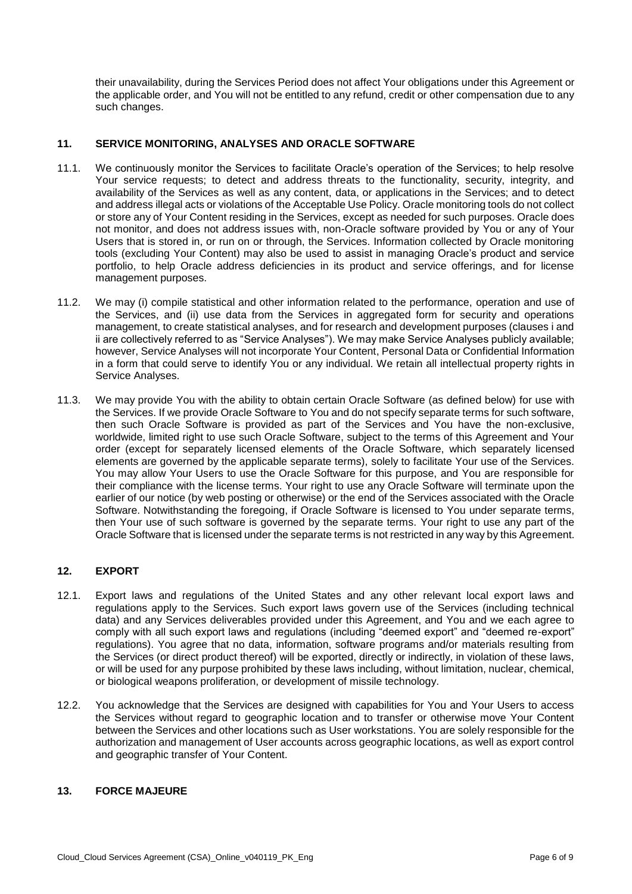their unavailability, during the Services Period does not affect Your obligations under this Agreement or the applicable order, and You will not be entitled to any refund, credit or other compensation due to any such changes.

## 11. SERVICE MONITORING, ANALYSES AND ORACLE SOFTWARE

11.1. We continuously monitor the Services to facilitate Oracle's operation of the Services; to help resolve Your service requests; to detect and address threats to the functionality, security, integrity, and availability of the Services as well as any content, data, or applications in the Services; and to detect and address illegal acts or violations of the Acceptable Use Policy. Oracle monitoring tools do not collect or store any of Your Content residing in the Services, except as needed for such purposes. Oracle does not monitor, and does not address issues with, non-Oracle software provided by You or any of Your Users that is stored in, or run on or through, the Services. Information collected by Oracle monitoring tools (excluding Your Content) may also be used to assist in managing Oracle's product and service portfolio, to help Oracle address deficiencies in its product and service offerings, and for license management purposes.

11.2. We may (i) compile statistical and other information related to the performance, operation and use of the Services, and (ii) use data from the Services in aggregated form for security and operations management, to create statistical analyses, and for research and development purposes (clauses i and ii are collectively referred to as "Service Analyses"). We may make Service Analyses publicly available; however, Service Analyses will not incorporate Your Content, Personal Data or Confidential Information in a form that could serve to identify You or any individual. We retain all intellectual property rights in Service Analyses.

11.3. We may provide You with the ability to obtain certain Oracle Software (as defined below) for use with the Services. If we provide Oracle Software to You and do not specify separate terms for such software, then such Oracle Software is provided as part of the Services and You have the non-exclusive, worldwide, limited right to use such Oracle Software, subject to the terms of this Agreement and Your order (except for separately licensed elements of the Oracle Software, which separately licensed elements are governed by the applicable separate terms), solely to facilitate Your use of the Services. You may allow Your Users to use the Oracle Software for this purpose, and You are responsible for their compliance with the license terms. Your right to use any Oracle Software will terminate upon the earlier of our notice (by web posting or otherwise) or the end of the Services associated with the Oracle Software. Notwithstanding the foregoing, if Oracle Software is licensed to You under separate terms, then Your use of such software is governed by the separate terms. Your right to use any part of the Oracle Software that is licensed under the separate terms is not restricted in any way by this Agreement.

## 12. EXPORT

12.1. Export laws and regulations of the United States and any other relevant local export laws and regulations apply to the Services. Such export laws govern use of the Services (including technical data) and any Services deliverables provided under this Agreement, and You and we each agree to comply with all such export laws and regulations (including "deemed export" and "deemed re-export" regulations). You agree that no data, information, software programs and/or materials resulting from the Services (or direct product thereof) will be exported, directly or indirectly, in violation of these laws, or will be used for any purpose prohibited by these laws including, without limitation, nuclear, chemical, or biological weapons proliferation, or development of missile technology.

12.2. You acknowledge that the Services are designed with capabilities for You and Your Users to access the Services without regard to geographic location and to transfer or otherwise move Your Content between the Services and other locations such as User workstations. You are solely responsible for the authorization and management of User accounts across geographic locations, as well as export control and geographic transfer of Your Content.

## 13. FORCE MAJEURE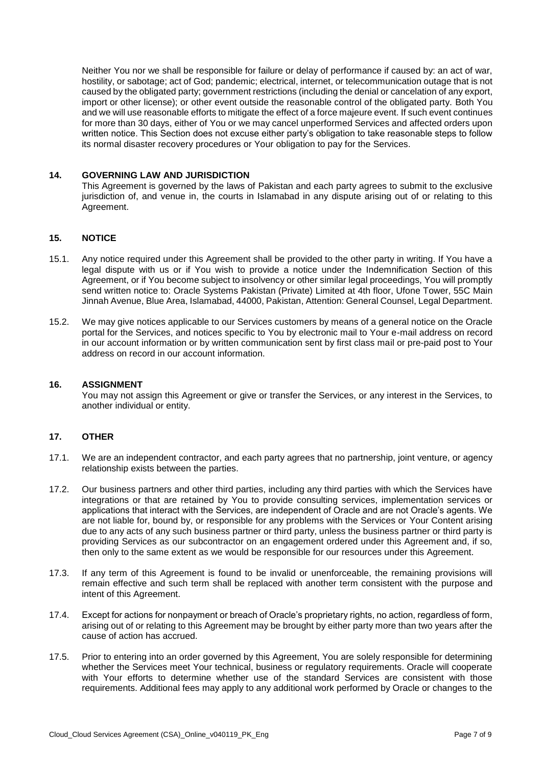Neither You nor we shall be responsible for failure or delay of performance if caused by: an act of war, hostility, or sabotage; act of God; pandemic; electrical, internet, or telecommunication outage that is not caused by the obligated party; government restrictions (including the denial or cancelation of any export, import or other license); or other event outside the reasonable control of the obligated party. Both You and we will use reasonable efforts to mitigate the effect of a force majeure event. If such event continues for more than 30 days, either of You or we may cancel unperformed Services and affected orders upon written notice. This Section does not excuse either party's obligation to take reasonable steps to follow its normal disaster recovery procedures or Your obligation to pay for the Services.

## 14. GOVERNING LAW AND JURISDICTION

This Agreement is governed by the laws of Pakistan and each party agrees to submit to the exclusive jurisdiction of, and venue in, the courts in Islamabad in any dispute arising out of or relating to this Agreement.

## 15. NOTICE

15.1. Any notice required under this Agreement shall be provided to the other party in writing. If You have a legal dispute with us or if You wish to provide a notice under the Indemnification Section of this Agreement, or if You become subject to insolvency or other similar legal proceedings, You will promptly send written notice to: Oracle Systems Pakistan (Private) Limited at 4th floor, Ufone Tower, 55C Main Jinnah Avenue, Blue Area, Islamabad, 44000, Pakistan, Attention: General Counsel, Legal Department.

15.2. We may give notices applicable to our Services customers by means of a general notice on the Oracle portal for the Services, and notices specific to You by electronic mail to Your e-mail address on record in our account information or by written communication sent by first class mail or pre-paid post to Your address on record in our account information.

## 16. ASSIGNMENT

You may not assign this Agreement or give or transfer the Services, or any interest in the Services, to another individual or entity.

## 17. OTHER

17.1. We are an independent contractor, and each party agrees that no partnership, joint venture, or agency relationship exists between the parties.

17.2. Our business partners and other third parties, including any third parties with which the Services have integrations or that are retained by You to provide consulting services, implementation services or applications that interact with the Services, are independent of Oracle and are not Oracle's agents. We are not liable for, bound by, or responsible for any problems with the Services or Your Content arising due to any acts of any such business partner or third party, unless the business partner or third party is providing Services as our subcontractor on an engagement ordered under this Agreement and, if so, then only to the same extent as we would be responsible for our resources under this Agreement.

17.3. If any term of this Agreement is found to be invalid or unenforceable, the remaining provisions will remain effective and such term shall be replaced with another term consistent with the purpose and intent of this Agreement.

17.4. Except for actions for nonpayment or breach of Oracle's proprietary rights, no action, regardless of form, arising out of or relating to this Agreement may be brought by either party more than two years after the cause of action has accrued.

17.5. Prior to entering into an order governed by this Agreement, You are solely responsible for determining whether the Services meet Your technical, business or regulatory requirements. Oracle will cooperate with Your efforts to determine whether use of the standard Services are consistent with those requirements. Additional fees may apply to any additional work performed by Oracle or changes to the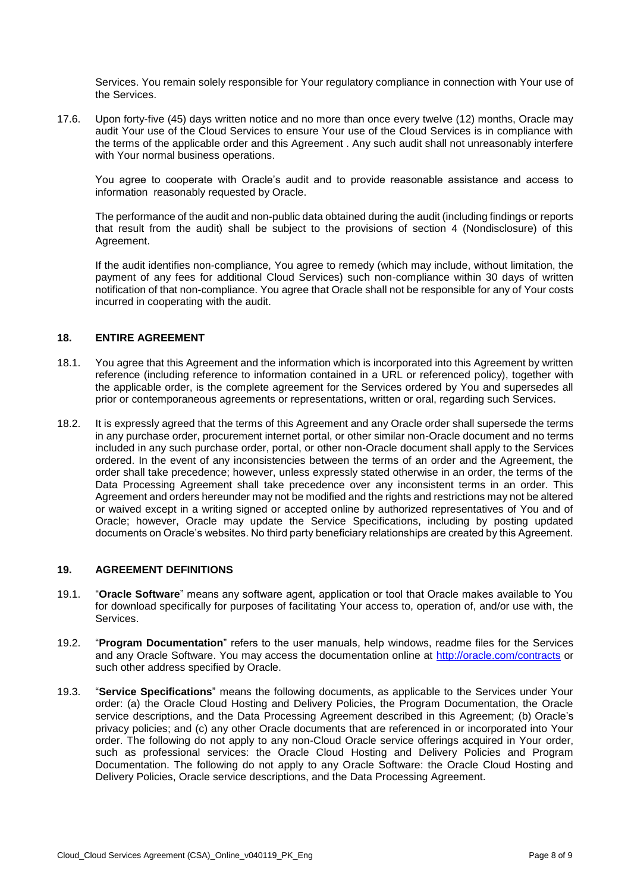Services. You remain solely responsible for Your regulatory compliance in connection with Your use of the Services.

17.6. Upon forty-five (45) days written notice and no more than once every twelve (12) months, Oracle may audit Your use of the Cloud Services to ensure Your use of the Cloud Services is in compliance with the terms of the applicable order and this Agreement . Any such audit shall not unreasonably interfere with Your normal business operations.

You agree to cooperate with Oracle's audit and to provide reasonable assistance and access to information reasonably requested by Oracle.

The performance of the audit and non-public data obtained during the audit (including findings or reports that result from the audit) shall be subject to the provisions of section 4 (Nondisclosure) of this Agreement.

If the audit identifies non-compliance, You agree to remedy (which may include, without limitation, the payment of any fees for additional Cloud Services) such non-compliance within 30 days of written notification of that non-compliance. You agree that Oracle shall not be responsible for any of Your costs incurred in cooperating with the audit.

## 18. ENTIRE AGREEMENT

18.1. You agree that this Agreement and the information which is incorporated into this Agreement by written reference (including reference to information contained in a URL or referenced policy), together with the applicable order, is the complete agreement for the Services ordered by You and supersedes all prior or contemporaneous agreements or representations, written or oral, regarding such Services.

18.2. It is expressly agreed that the terms of this Agreement and any Oracle order shall supersede the terms in any purchase order, procurement internet portal, or other similar non-Oracle document and no terms included in any such purchase order, portal, or other non-Oracle document shall apply to the Services ordered. In the event of any inconsistencies between the terms of an order and the Agreement, the order shall take precedence; however, unless expressly stated otherwise in an order, the terms of the Data Processing Agreement shall take precedence over any inconsistent terms in an order. This Agreement and orders hereunder may not be modified and the rights and restrictions may not be altered or waived except in a writing signed or accepted online by authorized representatives of You and of Oracle; however, Oracle may update the Service Specifications, including by posting updated documents on Oracle's websites. No third party beneficiary relationships are created by this Agreement.

## 19. AGREEMENT DEFINITIONS

19.1. "**Oracle Software**" means any software agent, application or tool that Oracle makes available to You for download specifically for purposes of facilitating Your access to, operation of, and/or use with, the Services.

19.2. "**Program Documentation**" refers to the user manuals, help windows, readme files for the Services and any Oracle Software. You may access the documentation online at http://oracle.com/contracts or such other address specified by Oracle.

19.3. "**Service Specifications**" means the following documents, as applicable to the Services under Your order: (a) the Oracle Cloud Hosting and Delivery Policies, the Program Documentation, the Oracle service descriptions, and the Data Processing Agreement described in this Agreement; (b) Oracle's privacy policies; and (c) any other Oracle documents that are referenced in or incorporated into Your order. The following do not apply to any non-Cloud Oracle service offerings acquired in Your order, such as professional services: the Oracle Cloud Hosting and Delivery Policies and Program Documentation. The following do not apply to any Oracle Software: the Oracle Cloud Hosting and Delivery Policies, Oracle service descriptions, and the Data Processing Agreement.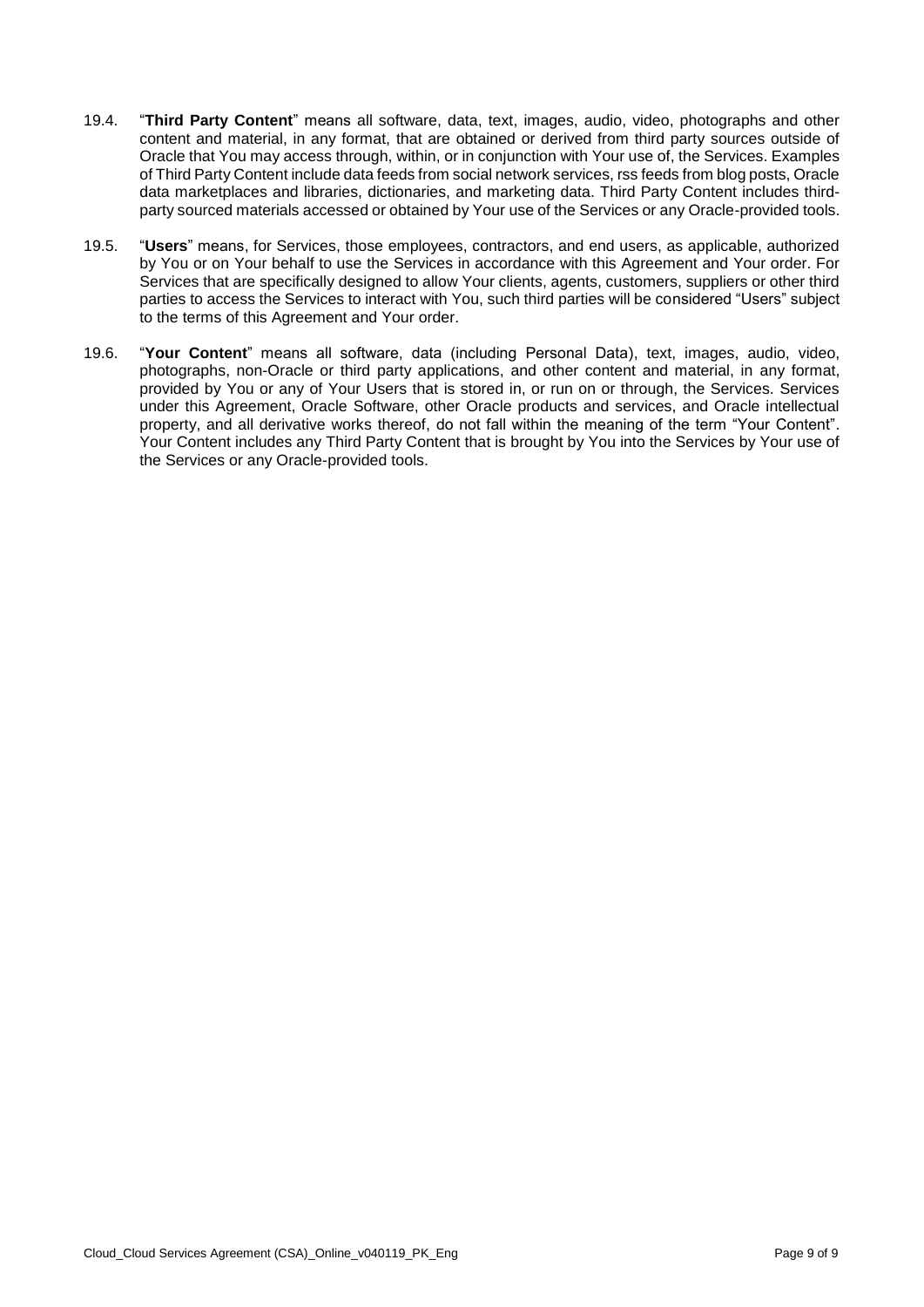19.4. "**Third Party Content**" means all software, data, text, images, audio, video, photographs and other content and material, in any format, that are obtained or derived from third party sources outside of Oracle that You may access through, within, or in conjunction with Your use of, the Services. Examples of Third Party Content include data feeds from social network services, rss feeds from blog posts, Oracle data marketplaces and libraries, dictionaries, and marketing data. Third Party Content includes third-party sourced materials accessed or obtained by Your use of the Services or any Oracle-provided tools.

19.5. "**Users**" means, for Services, those employees, contractors, and end users, as applicable, authorized by You or on Your behalf to use the Services in accordance with this Agreement and Your order. For Services that are specifically designed to allow Your clients, agents, customers, suppliers or other third parties to access the Services to interact with You, such third parties will be considered "Users" subject to the terms of this Agreement and Your order.

19.6. "**Your Content**" means all software, data (including Personal Data), text, images, audio, video, photographs, non-Oracle or third party applications, and other content and material, in any format, provided by You or any of Your Users that is stored in, or run on or through, the Services. Services under this Agreement, Oracle Software, other Oracle products and services, and Oracle intellectual property, and all derivative works thereof, do not fall within the meaning of the term "Your Content". Your Content includes any Third Party Content that is brought by You into the Services by Your use of the Services or any Oracle-provided tools.